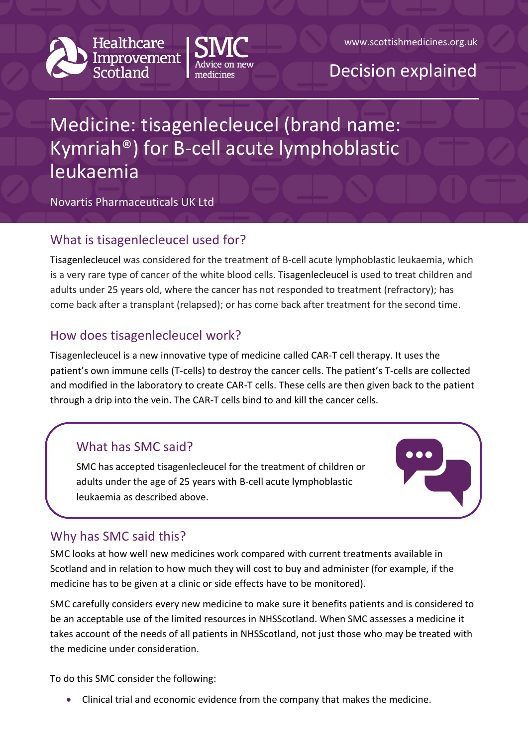Healthcare Improvement Scotland | SMC Advice on new medicines

www.scottishmedicines.org.uk

Decision explained

# Medicine: tisagenlecleucel (brand name: Kymriah®) for B-cell acute lymphoblastic leukaemia

Novartis Pharmaceuticals UK Ltd

## What is tisagenlecleucel used for?

Tisagenlecleucel was considered for the treatment of B-cell acute lymphoblastic leukaemia, which is a very rare type of cancer of the white blood cells. Tisagenlecleucel is used to treat children and adults under 25 years old, where the cancer has not responded to treatment (refractory); has come back after a transplant (relapsed); or has come back after treatment for the second time.

## How does tisagenlecleucel work?

Tisagenlecleucel is a new innovative type of medicine called CAR-T cell therapy. It uses the patient's own immune cells (T-cells) to destroy the cancer cells. The patient's T-cells are collected and modified in the laboratory to create CAR-T cells. These cells are then given back to the patient through a drip into the vein. The CAR-T cells bind to and kill the cancer cells.

## What has SMC said?

SMC has accepted tisagenlecleucel for the treatment of children or adults under the age of 25 years with B-cell acute lymphoblastic leukaemia as described above.

## Why has SMC said this?

SMC looks at how well new medicines work compared with current treatments available in Scotland and in relation to how much they will cost to buy and administer (for example, if the medicine has to be given at a clinic or side effects have to be monitored).

SMC carefully considers every new medicine to make sure it benefits patients and is considered to be an acceptable use of the limited resources in NHSScotland. When SMC assesses a medicine it takes account of the needs of all patients in NHSScotland, not just those who may be treated with the medicine under consideration.

To do this SMC consider the following:

- Clinical trial and economic evidence from the company that makes the medicine.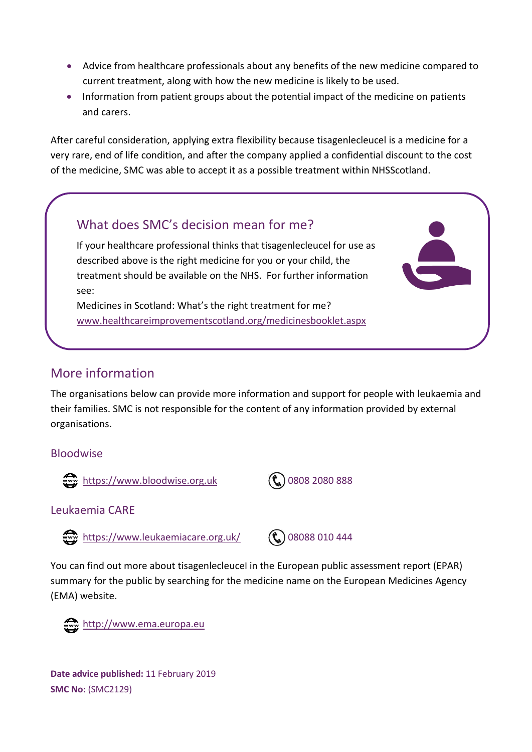- Advice from healthcare professionals about any benefits of the new medicine compared to current treatment, along with how the new medicine is likely to be used.
- Information from patient groups about the potential impact of the medicine on patients and carers.

After careful consideration, applying extra flexibility because tisagenlecleucel is a medicine for a very rare, end of life condition, and after the company applied a confidential discount to the cost of the medicine, SMC was able to accept it as a possible treatment within NHSScotland.

## What does SMC's decision mean for me?

If your healthcare professional thinks that tisagenlecleucel for use as described above is the right medicine for you or your child, the treatment should be available on the NHS. For further information see:

Medicines in Scotland: What's the right treatment for me?
www.healthcareimprovementscotland.org/medicinesbooklet.aspx

## More information

The organisations below can provide more information and support for people with leukaemia and their families. SMC is not responsible for the content of any information provided by external organisations.

### Bloodwise

https://www.bloodwise.org.uk 0808 2080 888

### Leukaemia CARE

https://www.leukaemiacare.org.uk/ 08088 010 444

You can find out more about tisagenlecleucel in the European public assessment report (EPAR) summary for the public by searching for the medicine name on the European Medicines Agency (EMA) website.

http://www.ema.europa.eu

**Date advice published:** 11 February 2019
**SMC No:** (SMC2129)